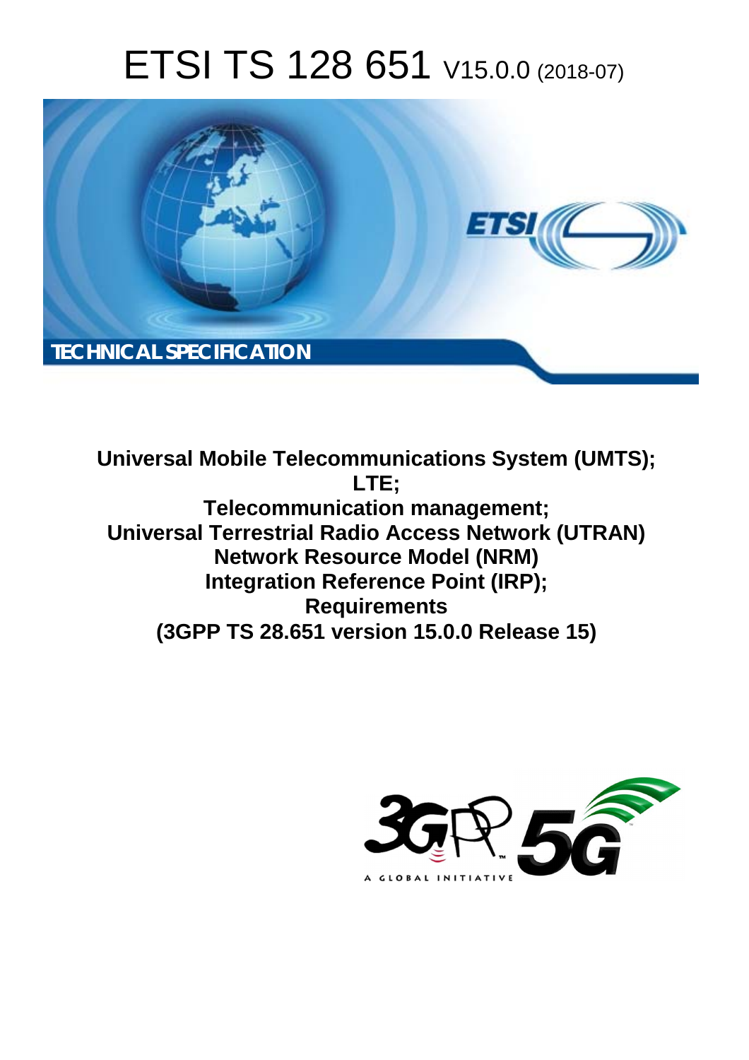# ETSI TS 128 651 V15.0.0 (2018-07)

TECHNICAL SPECIFICATION

**Universal Mobile Telecommunications System (UMTS); LTE; Telecommunication management; Universal Terrestrial Radio Access Network (UTRAN) Network Resource Model (NRM) Integration Reference Point (IRP); Requirements (3GPP TS 28.651 version 15.0.0 Release 15)**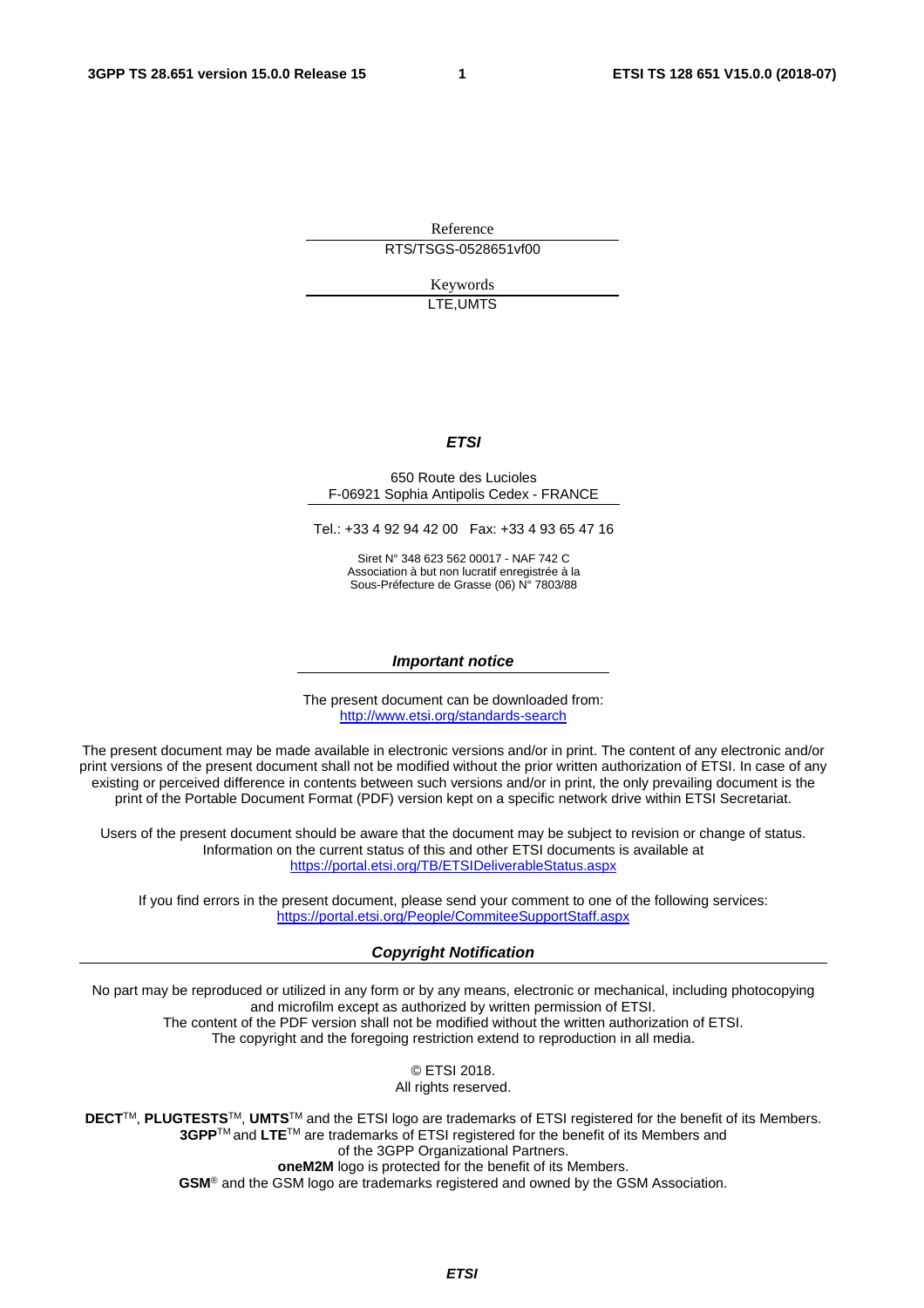Reference

RTS/TSGS-0528651vf00

Keywords

LTE,UMTS

***ETSI***

650 Route des Lucioles
F-06921 Sophia Antipolis Cedex - FRANCE

Tel.: +33 4 92 94 42 00   Fax: +33 4 93 65 47 16

Siret N° 348 623 562 00017 - NAF 742 C
Association à but non lucratif enregistrée à la
Sous-Préfecture de Grasse (06) N° 7803/88

***Important notice***

The present document can be downloaded from:
http://www.etsi.org/standards-search

The present document may be made available in electronic versions and/or in print. The content of any electronic and/or print versions of the present document shall not be modified without the prior written authorization of ETSI. In case of any existing or perceived difference in contents between such versions and/or in print, the only prevailing document is the print of the Portable Document Format (PDF) version kept on a specific network drive within ETSI Secretariat.

Users of the present document should be aware that the document may be subject to revision or change of status. Information on the current status of this and other ETSI documents is available at
https://portal.etsi.org/TB/ETSIDeliverableStatus.aspx

If you find errors in the present document, please send your comment to one of the following services:
https://portal.etsi.org/People/CommiteeSupportStaff.aspx

***Copyright Notification***

No part may be reproduced or utilized in any form or by any means, electronic or mechanical, including photocopying and microfilm except as authorized by written permission of ETSI.
The content of the PDF version shall not be modified without the written authorization of ETSI.
The copyright and the foregoing restriction extend to reproduction in all media.

© ETSI 2018.
All rights reserved.

**DECT**™, **PLUGTESTS**™, **UMTS**™ and the ETSI logo are trademarks of ETSI registered for the benefit of its Members.
**3GPP**™ and **LTE**™ are trademarks of ETSI registered for the benefit of its Members and of the 3GPP Organizational Partners.
**oneM2M** logo is protected for the benefit of its Members.
**GSM**® and the GSM logo are trademarks registered and owned by the GSM Association.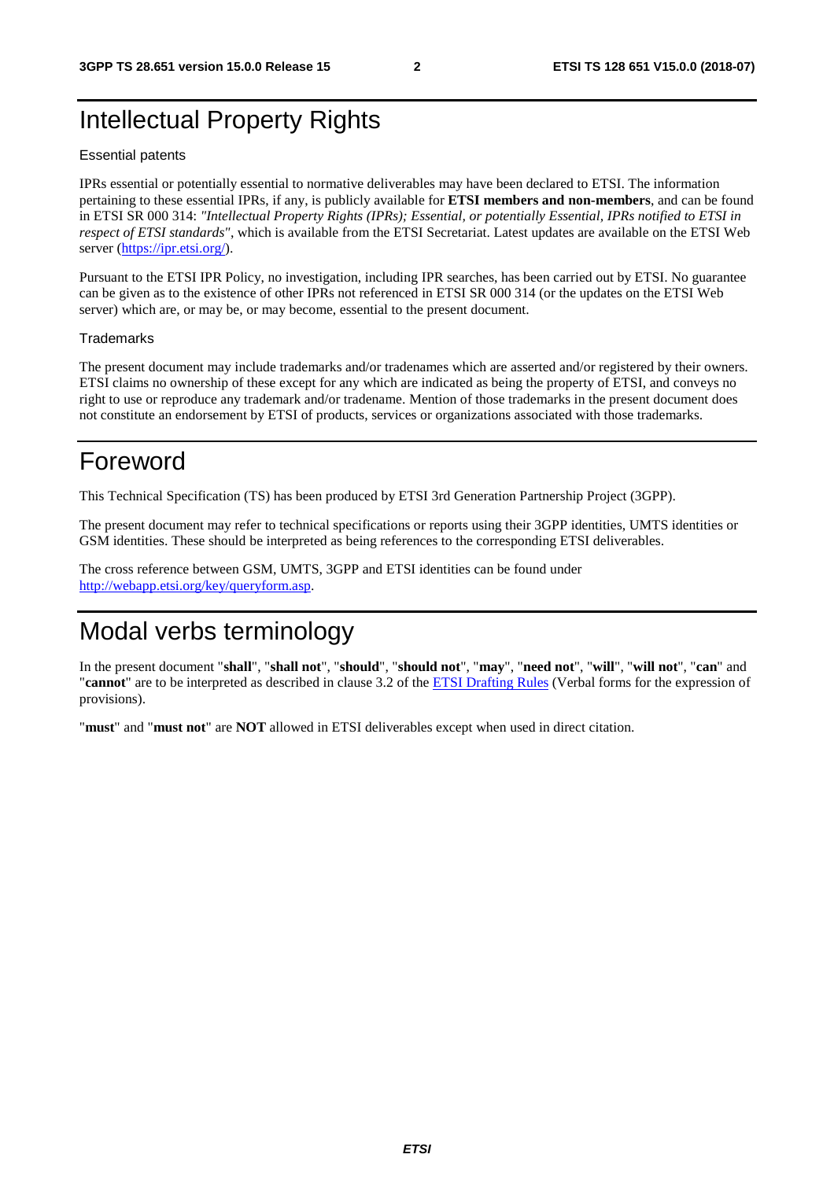# Intellectual Property Rights

Essential patents

IPRs essential or potentially essential to normative deliverables may have been declared to ETSI. The information pertaining to these essential IPRs, if any, is publicly available for **ETSI members and non-members**, and can be found in ETSI SR 000 314: *"Intellectual Property Rights (IPRs); Essential, or potentially Essential, IPRs notified to ETSI in respect of ETSI standards"*, which is available from the ETSI Secretariat. Latest updates are available on the ETSI Web server (https://ipr.etsi.org/).

Pursuant to the ETSI IPR Policy, no investigation, including IPR searches, has been carried out by ETSI. No guarantee can be given as to the existence of other IPRs not referenced in ETSI SR 000 314 (or the updates on the ETSI Web server) which are, or may be, or may become, essential to the present document.

Trademarks

The present document may include trademarks and/or tradenames which are asserted and/or registered by their owners. ETSI claims no ownership of these except for any which are indicated as being the property of ETSI, and conveys no right to use or reproduce any trademark and/or tradename. Mention of those trademarks in the present document does not constitute an endorsement by ETSI of products, services or organizations associated with those trademarks.

# Foreword

This Technical Specification (TS) has been produced by ETSI 3rd Generation Partnership Project (3GPP).

The present document may refer to technical specifications or reports using their 3GPP identities, UMTS identities or GSM identities. These should be interpreted as being references to the corresponding ETSI deliverables.

The cross reference between GSM, UMTS, 3GPP and ETSI identities can be found under http://webapp.etsi.org/key/queryform.asp.

# Modal verbs terminology

In the present document "**shall**", "**shall not**", "**should**", "**should not**", "**may**", "**need not**", "**will**", "**will not**", "**can**" and "**cannot**" are to be interpreted as described in clause 3.2 of the ETSI Drafting Rules (Verbal forms for the expression of provisions).

"**must**" and "**must not**" are **NOT** allowed in ETSI deliverables except when used in direct citation.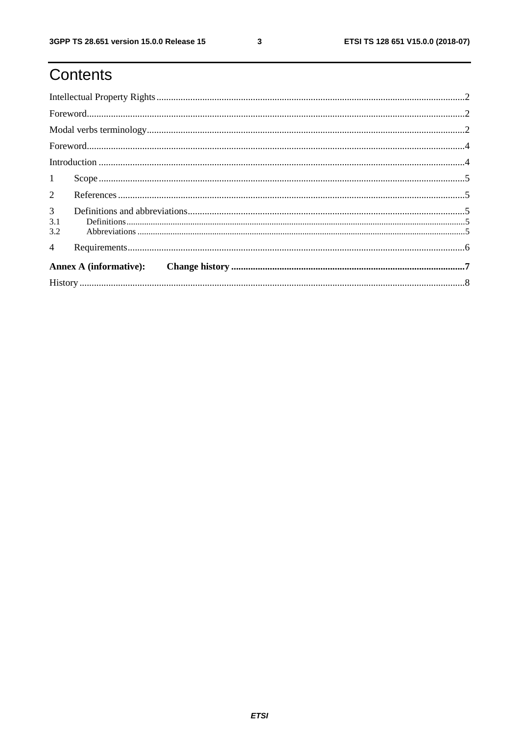# Contents

Intellectual Property Rights ........................................................................................................................2

Foreword.....................................................................................................................................................2

Modal verbs terminology..............................................................................................................................2

Foreword.....................................................................................................................................................4

Introduction .................................................................................................................................................4

1 Scope ........................................................................................................................................................5

2 References ................................................................................................................................................5

3 Definitions and abbreviations...................................................................................................................5

3.1 Definitions...............................................................................................................................................5

3.2 Abbreviations ..........................................................................................................................................5

4 Requirements.............................................................................................................................................6

**Annex A (informative): Change history .......................................................................................7**

History .........................................................................................................................................................8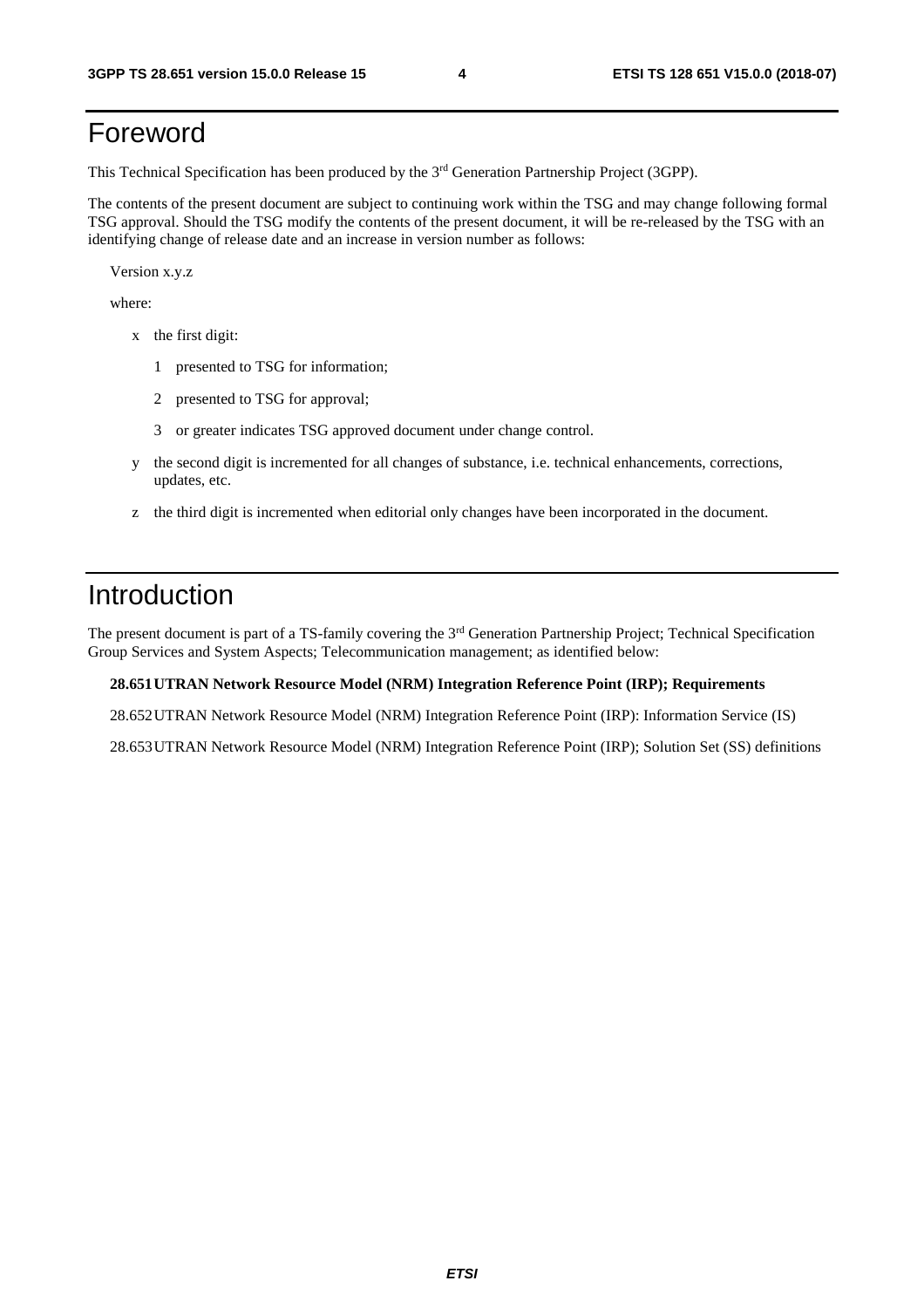# Foreword

This Technical Specification has been produced by the 3rd Generation Partnership Project (3GPP).

The contents of the present document are subject to continuing work within the TSG and may change following formal TSG approval. Should the TSG modify the contents of the present document, it will be re-released by the TSG with an identifying change of release date and an increase in version number as follows:

Version x.y.z

where:

- x the first digit:
  - 1 presented to TSG for information;
  - 2 presented to TSG for approval;
  - 3 or greater indicates TSG approved document under change control.
- y the second digit is incremented for all changes of substance, i.e. technical enhancements, corrections, updates, etc.
- z the third digit is incremented when editorial only changes have been incorporated in the document.

# Introduction

The present document is part of a TS-family covering the 3rd Generation Partnership Project; Technical Specification Group Services and System Aspects; Telecommunication management; as identified below:

**28.651 UTRAN Network Resource Model (NRM) Integration Reference Point (IRP); Requirements**

28.652 UTRAN Network Resource Model (NRM) Integration Reference Point (IRP): Information Service (IS)

28.653 UTRAN Network Resource Model (NRM) Integration Reference Point (IRP); Solution Set (SS) definitions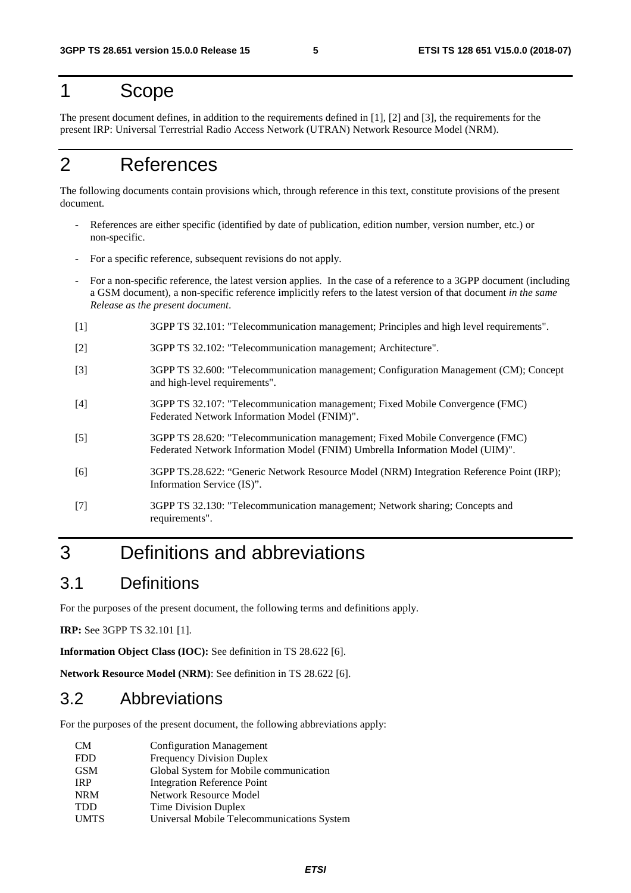# 1 Scope

The present document defines, in addition to the requirements defined in [1], [2] and [3], the requirements for the present IRP: Universal Terrestrial Radio Access Network (UTRAN) Network Resource Model (NRM).

# 2 References

The following documents contain provisions which, through reference in this text, constitute provisions of the present document.

- References are either specific (identified by date of publication, edition number, version number, etc.) or non-specific.
- For a specific reference, subsequent revisions do not apply.
- For a non-specific reference, the latest version applies. In the case of a reference to a 3GPP document (including a GSM document), a non-specific reference implicitly refers to the latest version of that document *in the same Release as the present document*.

[1] 3GPP TS 32.101: "Telecommunication management; Principles and high level requirements".

[2] 3GPP TS 32.102: "Telecommunication management; Architecture".

[3] 3GPP TS 32.600: "Telecommunication management; Configuration Management (CM); Concept and high-level requirements".

[4] 3GPP TS 32.107: "Telecommunication management; Fixed Mobile Convergence (FMC) Federated Network Information Model (FNIM)".

[5] 3GPP TS 28.620: "Telecommunication management; Fixed Mobile Convergence (FMC) Federated Network Information Model (FNIM) Umbrella Information Model (UIM)".

[6] 3GPP TS.28.622: "Generic Network Resource Model (NRM) Integration Reference Point (IRP); Information Service (IS)".

[7] 3GPP TS 32.130: "Telecommunication management; Network sharing; Concepts and requirements".

# 3 Definitions and abbreviations

## 3.1 Definitions

For the purposes of the present document, the following terms and definitions apply.

**IRP:** See 3GPP TS 32.101 [1].

**Information Object Class (IOC):** See definition in TS 28.622 [6].

**Network Resource Model (NRM)**: See definition in TS 28.622 [6].

## 3.2 Abbreviations

For the purposes of the present document, the following abbreviations apply:

CM Configuration Management
FDD Frequency Division Duplex
GSM Global System for Mobile communication
IRP Integration Reference Point
NRM Network Resource Model
TDD Time Division Duplex
UMTS Universal Mobile Telecommunications System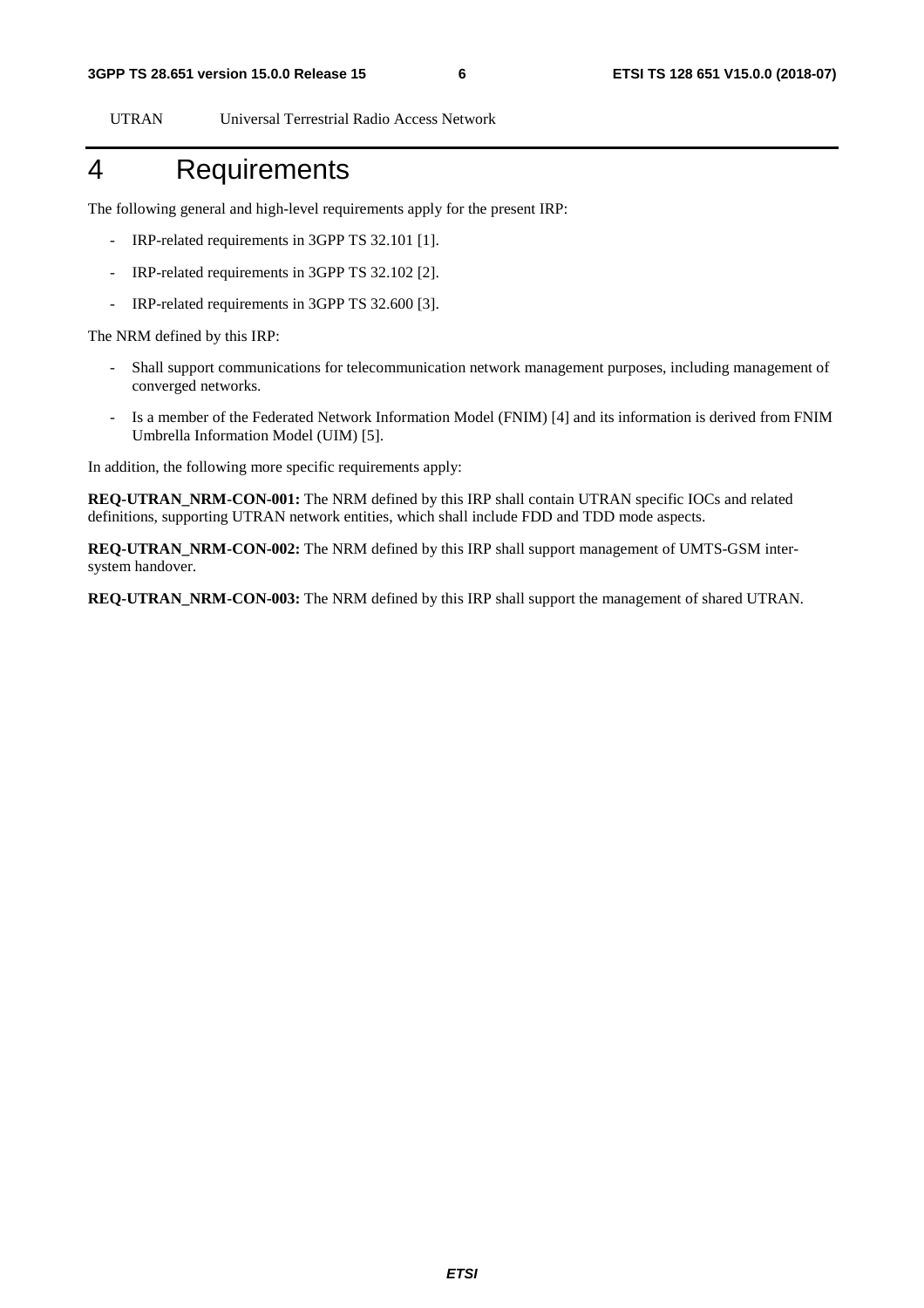UTRAN Universal Terrestrial Radio Access Network

# 4 Requirements

The following general and high-level requirements apply for the present IRP:

- IRP-related requirements in 3GPP TS 32.101 [1].
- IRP-related requirements in 3GPP TS 32.102 [2].
- IRP-related requirements in 3GPP TS 32.600 [3].

The NRM defined by this IRP:

- Shall support communications for telecommunication network management purposes, including management of converged networks.
- Is a member of the Federated Network Information Model (FNIM) [4] and its information is derived from FNIM Umbrella Information Model (UIM) [5].

In addition, the following more specific requirements apply:

**REQ-UTRAN_NRM-CON-001:** The NRM defined by this IRP shall contain UTRAN specific IOCs and related definitions, supporting UTRAN network entities, which shall include FDD and TDD mode aspects.

**REQ-UTRAN_NRM-CON-002:** The NRM defined by this IRP shall support management of UMTS-GSM inter-system handover.

**REQ-UTRAN_NRM-CON-003:** The NRM defined by this IRP shall support the management of shared UTRAN.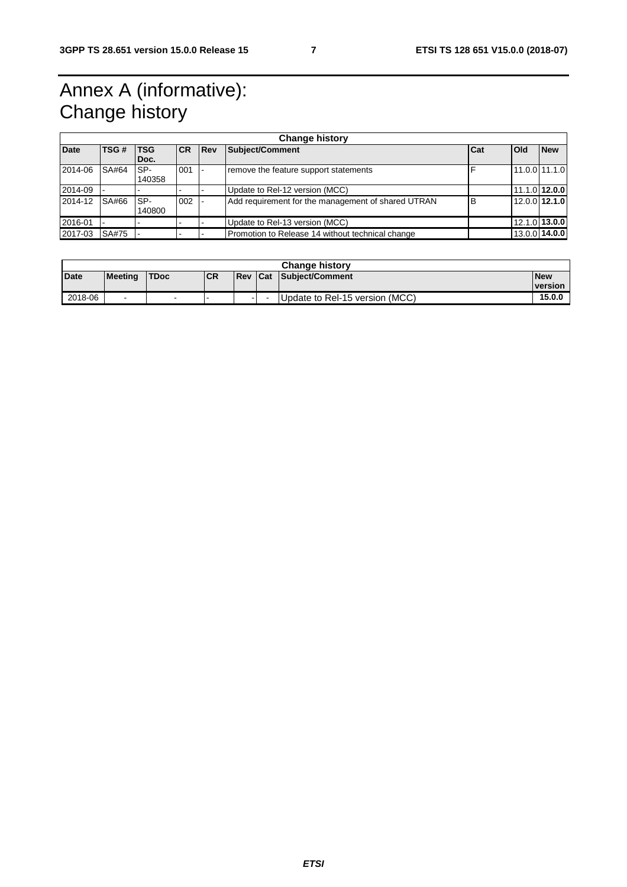# Annex A (informative): Change history

| Change history | | | | | | | | |
|---|---|---|---|---|---|---|---|---|
| **Date** | **TSG #** | **TSG Doc.** | **CR** | **Rev** | **Subject/Comment** | **Cat** | **Old** | **New** |
| 2014-06 | SA#64 | SP-140358 | 001 | - | remove the feature support statements | F | 11.0.0 | 11.1.0 |
| 2014-09 | - | - | - | - | Update to Rel-12 version (MCC) | | 11.1.0 | **12.0.0** |
| 2014-12 | SA#66 | SP-140800 | 002 | - | Add requirement for the management of shared UTRAN | B | 12.0.0 | **12.1.0** |
| 2016-01 | - | - | - | - | Update to Rel-13 version (MCC) | | 12.1.0 | **13.0.0** |
| 2017-03 | SA#75 | - | - | - | Promotion to Release 14 without technical change | | 13.0.0 | **14.0.0** |

| Change history | | | | | | | |
|---|---|---|---|---|---|---|---|
| **Date** | **Meeting** | **TDoc** | **CR** | **Rev** | **Cat** | **Subject/Comment** | **New version** |
| 2018-06 | - | - | - | - | - | Update to Rel-15 version (MCC) | **15.0.0** |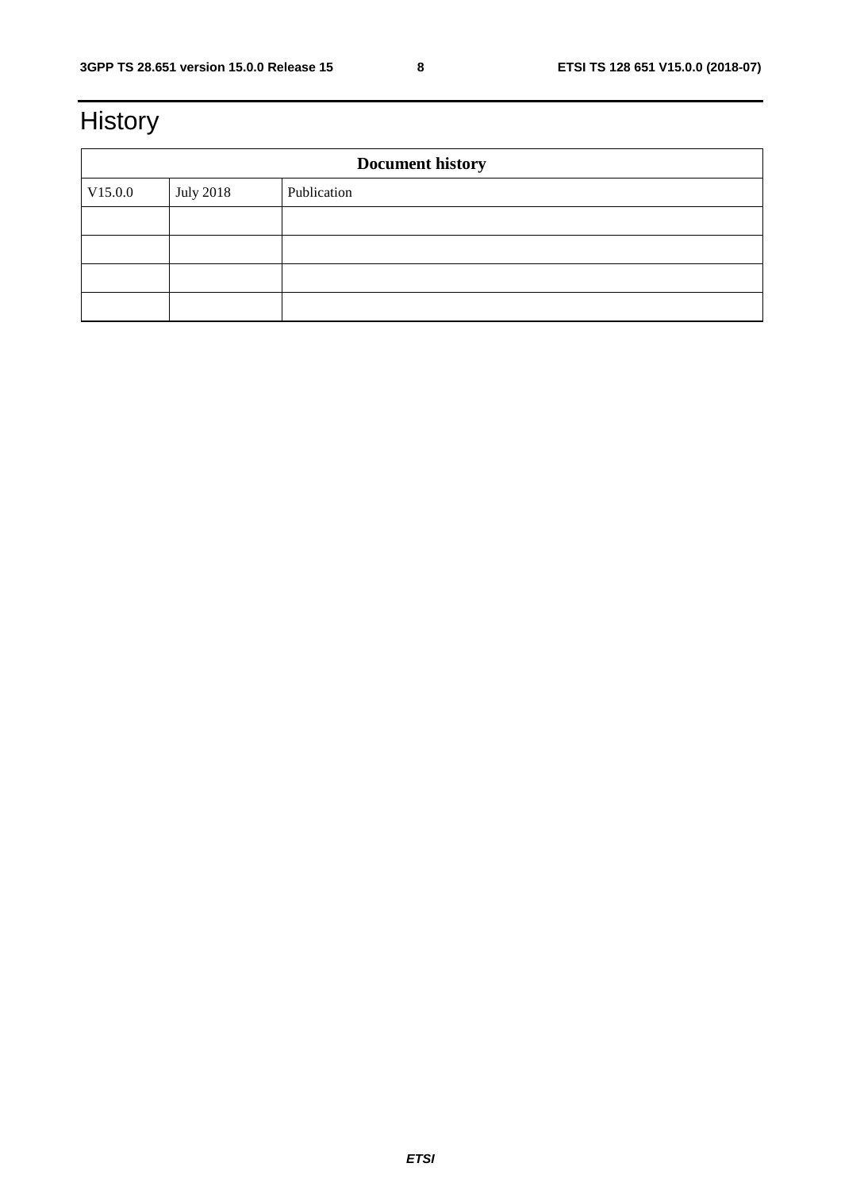# History

| Document history | | |
|---|---|---|
| V15.0.0 | July 2018 | Publication |
| | | |
| | | |
| | | |
| | | |